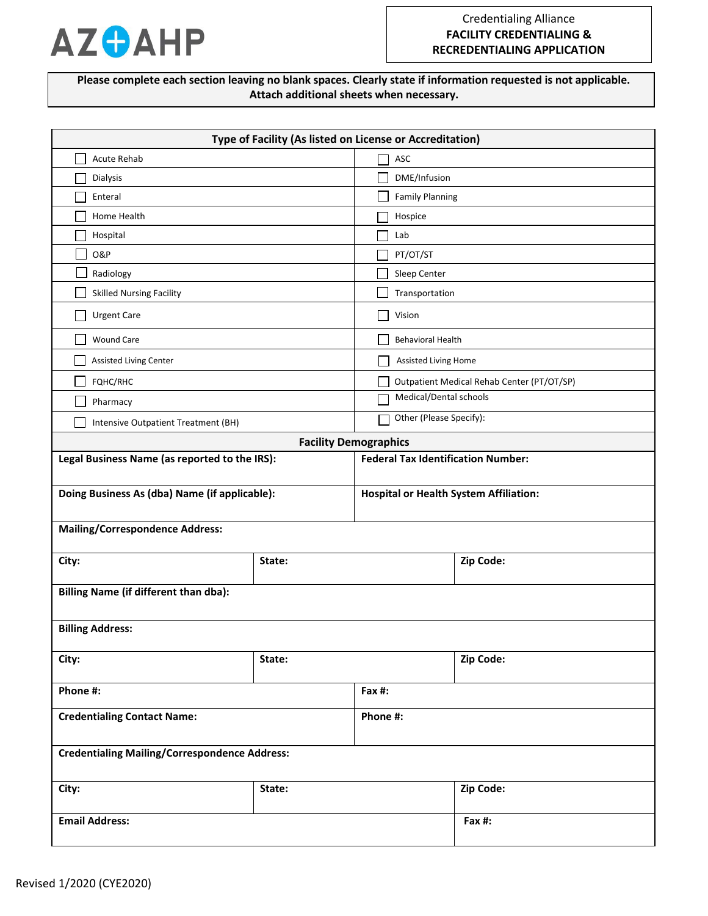AZ AHP

Credentialing Alliance
**FACILITY CREDENTIALING & RECREDENTIALING APPLICATION**

**Please complete each section leaving no blank spaces. Clearly state if information requested is not applicable. Attach additional sheets when necessary.**

| **Type of Facility (As listed on License or Accreditation)** | |
|---|---|
| ☐ Acute Rehab | ☐ ASC |
| ☐ Dialysis | ☐ DME/Infusion |
| ☐ Enteral | ☐ Family Planning |
| ☐ Home Health | ☐ Hospice |
| ☐ Hospital | ☐ Lab |
| ☐ O&P | ☐ PT/OT/ST |
| ☐ Radiology | ☐ Sleep Center |
| ☐ Skilled Nursing Facility | ☐ Transportation |
| ☐ Urgent Care | ☐ Vision |
| ☐ Wound Care | ☐ Behavioral Health |
| ☐ Assisted Living Center | ☐ Assisted Living Home |
| ☐ FQHC/RHC | ☐ Outpatient Medical Rehab Center (PT/OT/SP) |
| ☐ Pharmacy | ☐ Medical/Dental schools |
| ☐ Intensive Outpatient Treatment (BH) | ☐ Other (Please Specify): |

| **Facility Demographics** | | |
|---|---|---|
| **Legal Business Name (as reported to the IRS):** | **Federal Tax Identification Number:** | |
| **Doing Business As (dba) Name (if applicable):** | **Hospital or Health System Affiliation:** | |
| **Mailing/Correspondence Address:** | | |
| **City:** | **State:** | **Zip Code:** |
| **Billing Name (if different than dba):** | | |
| **Billing Address:** | | |
| **City:** | **State:** | **Zip Code:** |
| **Phone #:** | **Fax #:** | |
| **Credentialing Contact Name:** | **Phone #:** | |
| **Credentialing Mailing/Correspondence Address:** | | |
| **City:** | **State:** | **Zip Code:** |
| **Email Address:** | | **Fax #:** |

Revised 1/2020 (CYE2020)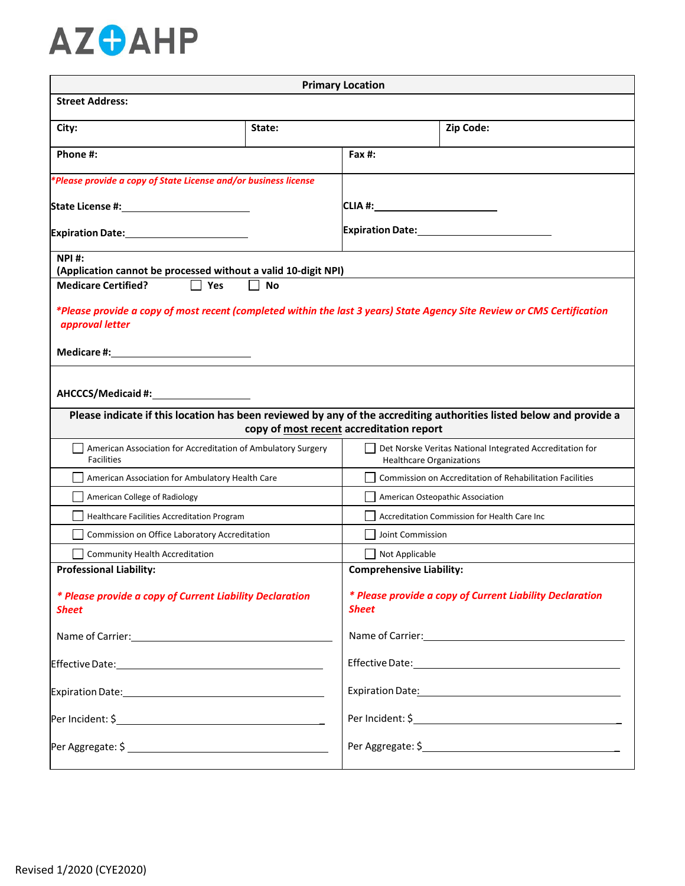# AZ AHP

## Primary Location

**Street Address:**

**City:** | **State:** | **Zip Code:**

**Phone #:** | **Fax #:**

*\*Please provide a copy of State License and/or business license*

**State License #:**\_\_\_\_\_\_\_\_\_\_\_\_\_\_\_\_\_\_\_\_

**Expiration Date:**\_\_\_\_\_\_\_\_\_\_\_\_\_\_\_\_\_\_\_\_

**CLIA #:**\_\_\_\_\_\_\_\_\_\_\_\_\_\_\_\_\_\_\_\_

**Expiration Date:**\_\_\_\_\_\_\_\_\_\_\_\_\_\_\_\_\_\_\_\_

**NPI #:**
**(Application cannot be processed without a valid 10-digit NPI)**

**Medicare Certified?** ☐ **Yes** ☐ **No**

*\*Please provide a copy of most recent (completed within the last 3 years) State Agency Site Review or CMS Certification approval letter*

**Medicare #:**\_\_\_\_\_\_\_\_\_\_\_\_\_\_\_\_\_\_\_\_

**AHCCCS/Medicaid #:**\_\_\_\_\_\_\_\_\_\_\_\_\_\_\_\_\_\_\_\_

**Please indicate if this location has been reviewed by any of the accrediting authorities listed below and provide a copy of most recent accreditation report**

| | |
|---|---|
| ☐ American Association for Accreditation of Ambulatory Surgery Facilities | ☐ Det Norske Veritas National Integrated Accreditation for Healthcare Organizations |
| ☐ American Association for Ambulatory Health Care | ☐ Commission on Accreditation of Rehabilitation Facilities |
| ☐ American College of Radiology | ☐ American Osteopathic Association |
| ☐ Healthcare Facilities Accreditation Program | ☐ Accreditation Commission for Health Care Inc |
| ☐ Commission on Office Laboratory Accreditation | ☐ Joint Commission |
| ☐ Community Health Accreditation | ☐ Not Applicable |

**Professional Liability:**

*\* Please provide a copy of Current Liability Declaration Sheet*

Name of Carrier:\_\_\_\_\_\_\_\_\_\_\_\_\_\_\_\_\_\_\_\_

Effective Date:\_\_\_\_\_\_\_\_\_\_\_\_\_\_\_\_\_\_\_\_

Expiration Date:\_\_\_\_\_\_\_\_\_\_\_\_\_\_\_\_\_\_\_\_

Per Incident: $\_\_\_\_\_\_\_\_\_\_\_\_\_\_\_\_\_\_\_\_

Per Aggregate: $\_\_\_\_\_\_\_\_\_\_\_\_\_\_\_\_\_\_\_\_

**Comprehensive Liability:**

*\* Please provide a copy of Current Liability Declaration Sheet*

Name of Carrier:\_\_\_\_\_\_\_\_\_\_\_\_\_\_\_\_\_\_\_\_

Effective Date:\_\_\_\_\_\_\_\_\_\_\_\_\_\_\_\_\_\_\_\_

Expiration Date:\_\_\_\_\_\_\_\_\_\_\_\_\_\_\_\_\_\_\_\_

Per Incident: $\_\_\_\_\_\_\_\_\_\_\_\_\_\_\_\_\_\_\_\_

Per Aggregate: $\_\_\_\_\_\_\_\_\_\_\_\_\_\_\_\_\_\_\_\_

Revised 1/2020 (CYE2020)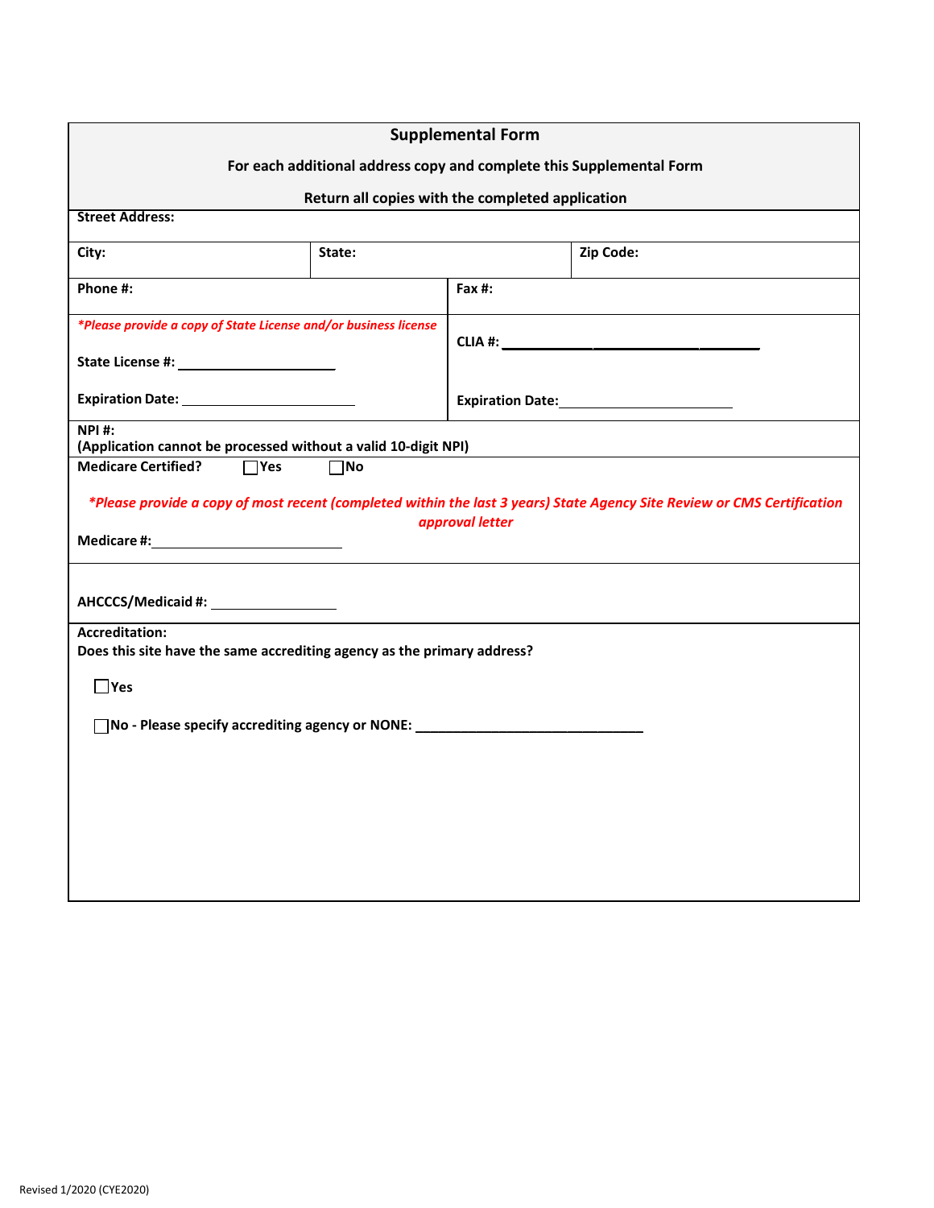## Supplemental Form

**For each additional address copy and complete this Supplemental Form**

**Return all copies with the completed application**

**Street Address:**

| **City:** | **State:** | **Zip Code:** |
|---|---|---|

| **Phone #:** | **Fax #:** |
|---|---|
| ***Please provide a copy of State License and/or business license*** <br><br> **State License #:** ____________________ <br><br> **Expiration Date:** ______________________ | **CLIA #:** ________________________________ <br><br> **Expiration Date:** ______________________ |

**NPI #:**
**(Application cannot be processed without a valid 10-digit NPI)**

**Medicare Certified?** ☐ Yes ☐ No

***Please provide a copy of most recent (completed within the last 3 years) State Agency Site Review or CMS Certification approval letter***

**Medicare #:** ________________________

**AHCCCS/Medicaid #:** ________________

**Accreditation:**
**Does this site have the same accrediting agency as the primary address?**

☐ **Yes**

☐ **No - Please specify accrediting agency or NONE:** ______________________________

Revised 1/2020 (CYE2020)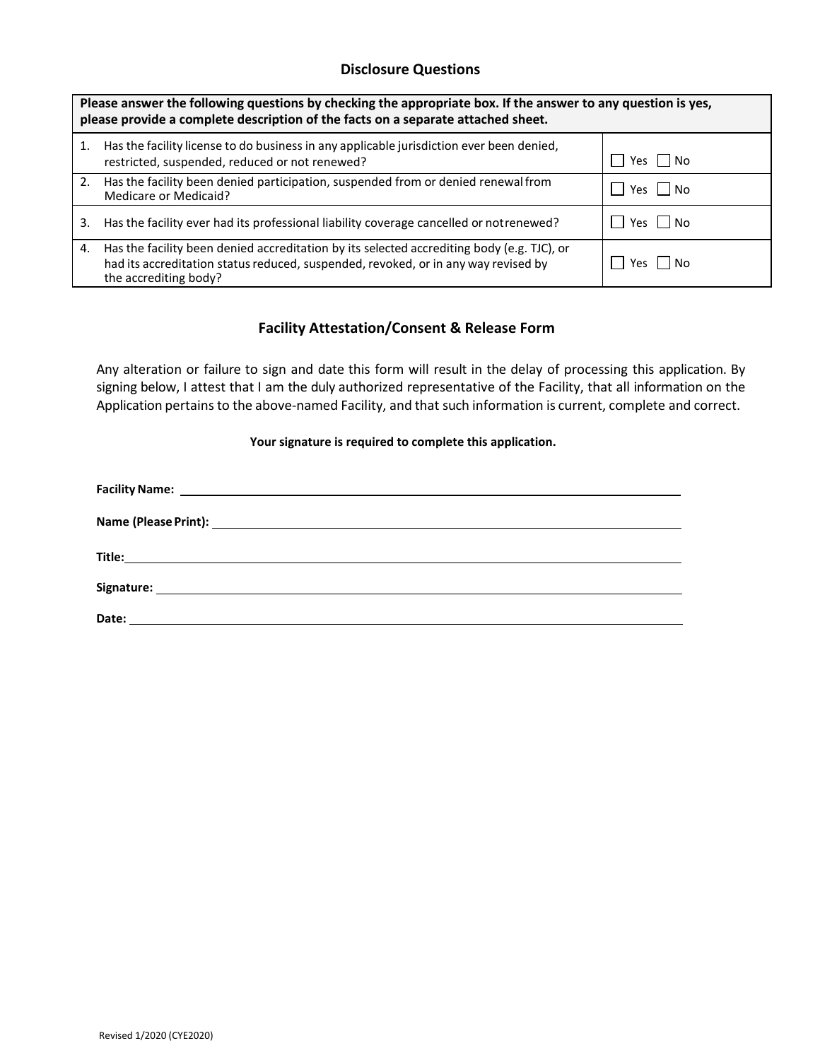## Disclosure Questions

| Please answer the following questions by checking the appropriate box. If the answer to any question is yes, please provide a complete description of the facts on a separate attached sheet. | |
|---|---|
| 1. Has the facility license to do business in any applicable jurisdiction ever been denied, restricted, suspended, reduced or not renewed? | ☐ Yes ☐ No |
| 2. Has the facility been denied participation, suspended from or denied renewal from Medicare or Medicaid? | ☐ Yes ☐ No |
| 3. Has the facility ever had its professional liability coverage cancelled or not renewed? | ☐ Yes ☐ No |
| 4. Has the facility been denied accreditation by its selected accrediting body (e.g. TJC), or had its accreditation status reduced, suspended, revoked, or in any way revised by the accrediting body? | ☐ Yes ☐ No |

## Facility Attestation/Consent & Release Form

Any alteration or failure to sign and date this form will result in the delay of processing this application. By signing below, I attest that I am the duly authorized representative of the Facility, that all information on the Application pertains to the above-named Facility, and that such information is current, complete and correct.

**Your signature is required to complete this application.**

**Facility Name:** ______________________________

**Name (Please Print):** ______________________________

**Title:** ______________________________

**Signature:** ______________________________

**Date:** ______________________________

Revised 1/2020 (CYE2020)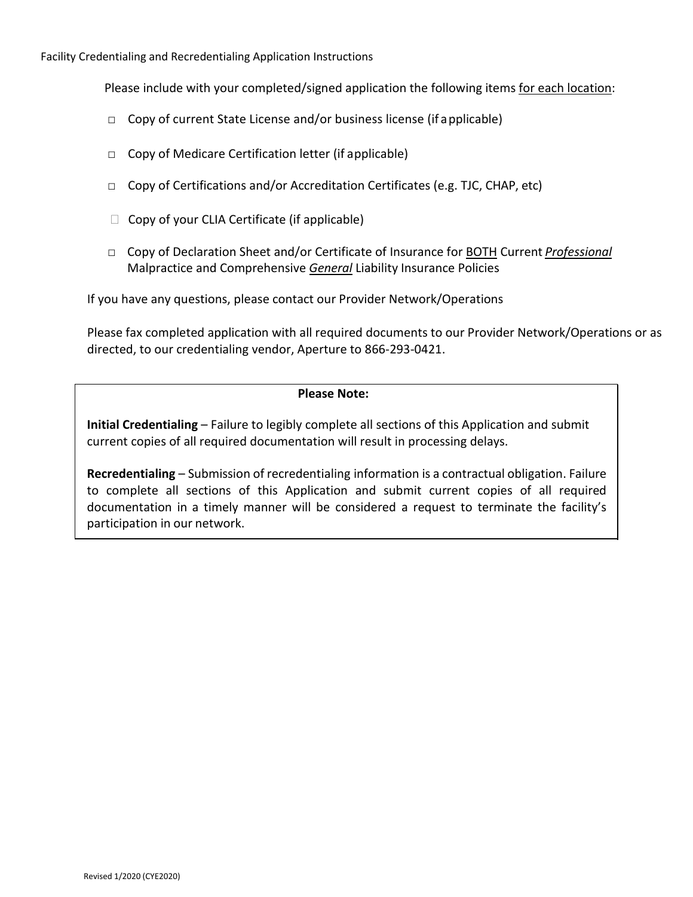Facility Credentialing and Recredentialing Application Instructions

Please include with your completed/signed application the following items <u>for each location</u>:

- ☐ Copy of current State License and/or business license (if applicable)
- ☐ Copy of Medicare Certification letter (if applicable)
- ☐ Copy of Certifications and/or Accreditation Certificates (e.g. TJC, CHAP, etc)
- ☐ Copy of your CLIA Certificate (if applicable)
- ☐ Copy of Declaration Sheet and/or Certificate of Insurance for <u>BOTH</u> Current ***<u>Professional</u>*** Malpractice and Comprehensive ***<u>General</u>*** Liability Insurance Policies

If you have any questions, please contact our Provider Network/Operations

Please fax completed application with all required documents to our Provider Network/Operations or as directed, to our credentialing vendor, Aperture to 866-293-0421.

**Please Note:**

**Initial Credentialing** – Failure to legibly complete all sections of this Application and submit current copies of all required documentation will result in processing delays.

**Recredentialing** – Submission of recredentialing information is a contractual obligation. Failure to complete all sections of this Application and submit current copies of all required documentation in a timely manner will be considered a request to terminate the facility's participation in our network.

Revised 1/2020 (CYE2020)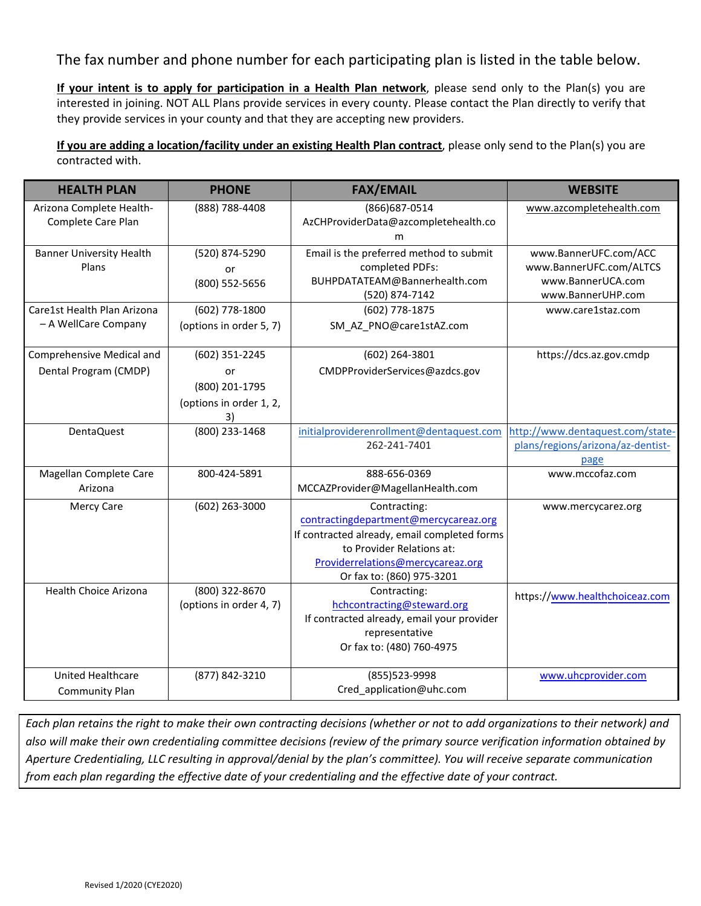The fax number and phone number for each participating plan is listed in the table below.

**If your intent is to apply for participation in a Health Plan network**, please send only to the Plan(s) you are interested in joining. NOT ALL Plans provide services in every county. Please contact the Plan directly to verify that they provide services in your county and that they are accepting new providers.

**If you are adding a location/facility under an existing Health Plan contract**, please only send to the Plan(s) you are contracted with.

| HEALTH PLAN | PHONE | FAX/EMAIL | WEBSITE |
|---|---|---|---|
| Arizona Complete Health-Complete Care Plan | (888) 788-4408 | (866)687-0514<br>AzCHProviderData@azcompletehealth.com | www.azcompletehealth.com |
| Banner University Health Plans | (520) 874-5290<br>or<br>(800) 552-5656 | Email is the preferred method to submit completed PDFs:<br>BUHPDATATEAM@Bannerhealth.com<br>(520) 874-7142 | www.BannerUFC.com/ACC<br>www.BannerUFC.com/ALTCS<br>www.BannerUCA.com<br>www.BannerUHP.com |
| Care1st Health Plan Arizona – A WellCare Company | (602) 778-1800<br>(options in order 5, 7) | (602) 778-1875<br>SM_AZ_PNO@care1stAZ.com | www.care1staz.com |
| Comprehensive Medical and Dental Program (CMDP) | (602) 351-2245<br>or<br>(800) 201-1795<br>(options in order 1, 2, 3) | (602) 264-3801<br>CMDPProviderServices@azdcs.gov | https://dcs.az.gov.cmdp |
| DentaQuest | (800) 233-1468 | initialproviderenrollment@dentaquest.com<br>262-241-7401 | http://www.dentaquest.com/state-plans/regions/arizona/az-dentist-page |
| Magellan Complete Care Arizona | 800-424-5891 | 888-656-0369<br>MCCAZProvider@MagellanHealth.com | www.mccofaz.com |
| Mercy Care | (602) 263-3000 | Contracting:<br>contractingdepartment@mercycareaz.org<br>If contracted already, email completed forms to Provider Relations at:<br>Providerrelations@mercycareaz.org<br>Or fax to: (860) 975-3201 | www.mercycarez.org |
| Health Choice Arizona | (800) 322-8670<br>(options in order 4, 7) | Contracting:<br>hchcontracting@steward.org<br>If contracted already, email your provider representative<br>Or fax to: (480) 760-4975 | https://www.healthchoiceaz.com |
| United Healthcare Community Plan | (877) 842-3210 | (855)523-9998<br>Cred_application@uhc.com | www.uhcprovider.com |

*Each plan retains the right to make their own contracting decisions (whether or not to add organizations to their network) and also will make their own credentialing committee decisions (review of the primary source verification information obtained by Aperture Credentialing, LLC resulting in approval/denial by the plan's committee). You will receive separate communication from each plan regarding the effective date of your credentialing and the effective date of your contract.*

Revised 1/2020 (CYE2020)